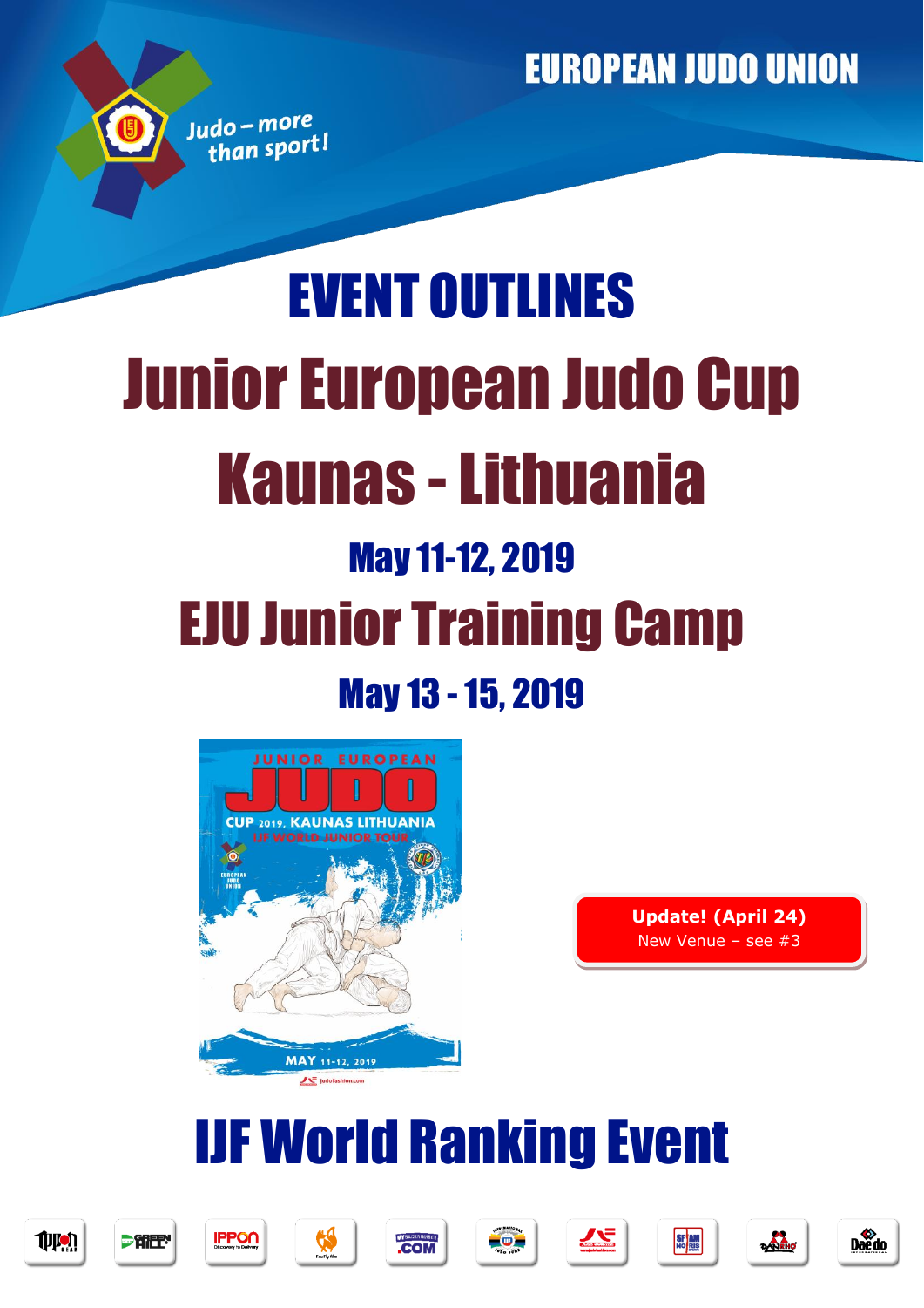EUROPEAN JUDO UNION

Judo – more than sport!

# EVENT OUTLINES

# Junior European Judo Cup

# Kaunas - Lithuania

## May 11-12, 2019

# EJU Junior Training Camp

## May 13 - 15, 2019

**Update! (April 24)**
New Venue – see #3

# IJF World Ranking Event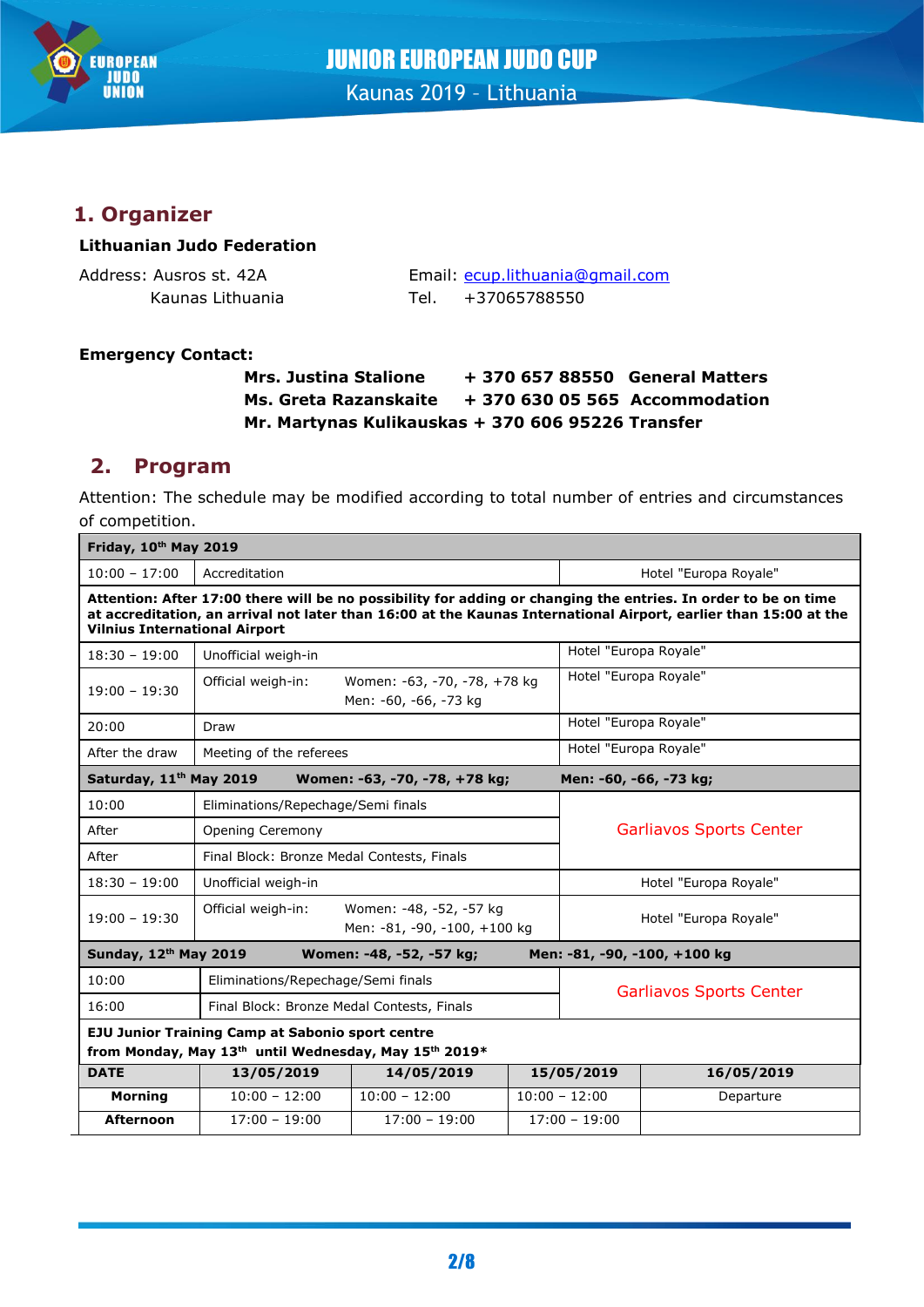## 1. Organizer

**Lithuanian Judo Federation**

Address: Ausros st. 42A
Kaunas Lithuania

Email: ecup.lithuania@gmail.com
Tel. +37065788550

**Emergency Contact:**

**Mrs. Justina Stalione + 370 657 88550 General Matters**
**Ms. Greta Razanskaite + 370 630 05 565 Accommodation**
**Mr. Martynas Kulikauskas + 370 606 95226 Transfer**

## 2. Program

Attention: The schedule may be modified according to total number of entries and circumstances of competition.

| **Friday, 10th May 2019** | | |
|---|---|---|
| 10:00 – 17:00 | Accreditation | Hotel "Europa Royale" |
| **Attention: After 17:00 there will be no possibility for adding or changing the entries. In order to be on time at accreditation, an arrival not later than 16:00 at the Kaunas International Airport, earlier than 15:00 at the Vilnius International Airport** | | |
| 18:30 – 19:00 | Unofficial weigh-in | Hotel "Europa Royale" |
| 19:00 – 19:30 | Official weigh-in: Women: -63, -70, -78, +78 kg Men: -60, -66, -73 kg | Hotel "Europa Royale" |
| 20:00 | Draw | Hotel "Europa Royale" |
| After the draw | Meeting of the referees | Hotel "Europa Royale" |
| **Saturday, 11th May 2019** | **Women: -63, -70, -78, +78 kg;** | **Men: -60, -66, -73 kg;** |
| 10:00 | Eliminations/Repechage/Semi finals | Garliavos Sports Center |
| After | Opening Ceremony | |
| After | Final Block: Bronze Medal Contests, Finals | |
| 18:30 – 19:00 | Unofficial weigh-in | Hotel "Europa Royale" |
| 19:00 – 19:30 | Official weigh-in: Women: -48, -52, -57 kg Men: -81, -90, -100, +100 kg | Hotel "Europa Royale" |
| **Sunday, 12th May 2019** | **Women: -48, -52, -57 kg;** | **Men: -81, -90, -100, +100 kg** |
| 10:00 | Eliminations/Repechage/Semi finals | Garliavos Sports Center |
| 16:00 | Final Block: Bronze Medal Contests, Finals | |

**EJU Junior Training Camp at Sabonio sport centre**
**from Monday, May 13th until Wednesday, May 15th 2019***

| DATE | 13/05/2019 | 14/05/2019 | 15/05/2019 | 16/05/2019 |
|---|---|---|---|---|
| **Morning** | 10:00 – 12:00 | 10:00 – 12:00 | 10:00 – 12:00 | Departure |
| **Afternoon** | 17:00 – 19:00 | 17:00 – 19:00 | 17:00 – 19:00 | |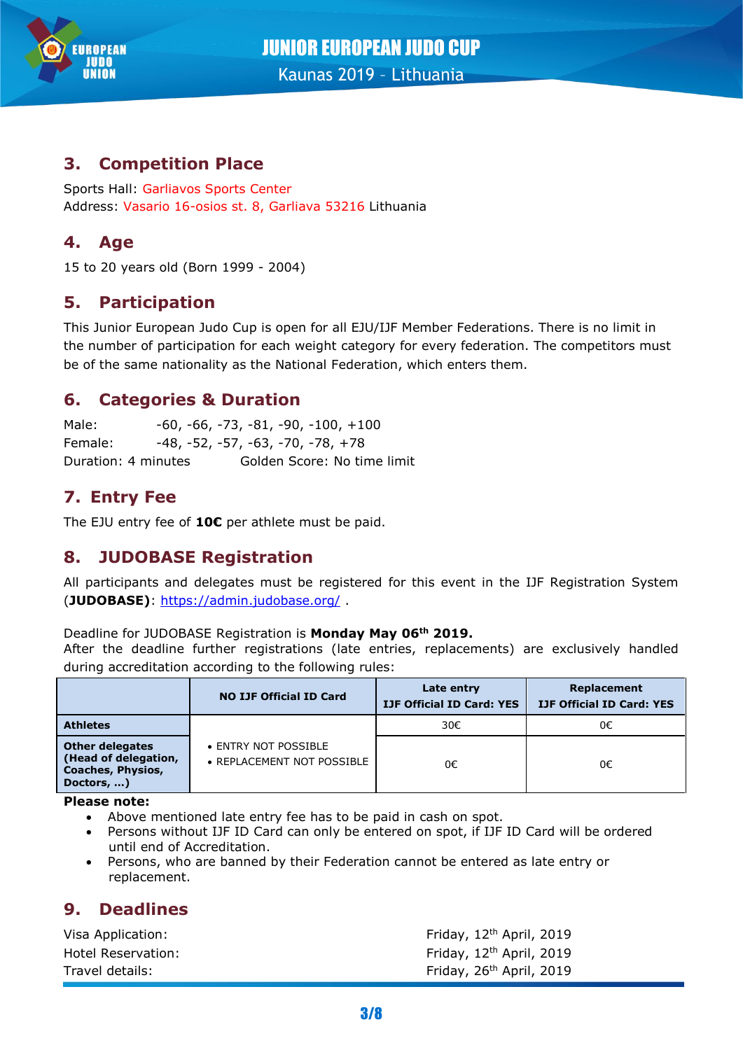## 3. Competition Place

Sports Hall: Garliavos Sports Center
Address: Vasario 16-osios st. 8, Garliava 53216 Lithuania

## 4. Age

15 to 20 years old (Born 1999 - 2004)

## 5. Participation

This Junior European Judo Cup is open for all EJU/IJF Member Federations. There is no limit in the number of participation for each weight category for every federation. The competitors must be of the same nationality as the National Federation, which enters them.

## 6. Categories & Duration

Male: -60, -66, -73, -81, -90, -100, +100
Female: -48, -52, -57, -63, -70, -78, +78
Duration: 4 minutes Golden Score: No time limit

## 7. Entry Fee

The EJU entry fee of **10€** per athlete must be paid.

## 8. JUDOBASE Registration

All participants and delegates must be registered for this event in the IJF Registration System (**JUDOBASE**): https://admin.judobase.org/ .

Deadline for JUDOBASE Registration is **Monday May 06th 2019.**
After the deadline further registrations (late entries, replacements) are exclusively handled during accreditation according to the following rules:

| | NO IJF Official ID Card | Late entry IJF Official ID Card: YES | Replacement IJF Official ID Card: YES |
|---|---|---|---|
| **Athletes** | • ENTRY NOT POSSIBLE • REPLACEMENT NOT POSSIBLE | 30€ | 0€ |
| **Other delegates (Head of delegation, Coaches, Physios, Doctors, ...)** | | 0€ | 0€ |

**Please note:**

- Above mentioned late entry fee has to be paid in cash on spot.
- Persons without IJF ID Card can only be entered on spot, if IJF ID Card will be ordered until end of Accreditation.
- Persons, who are banned by their Federation cannot be entered as late entry or replacement.

## 9. Deadlines

| | |
|---|---|
| Visa Application: | Friday, 12th April, 2019 |
| Hotel Reservation: | Friday, 12th April, 2019 |
| Travel details: | Friday, 26th April, 2019 |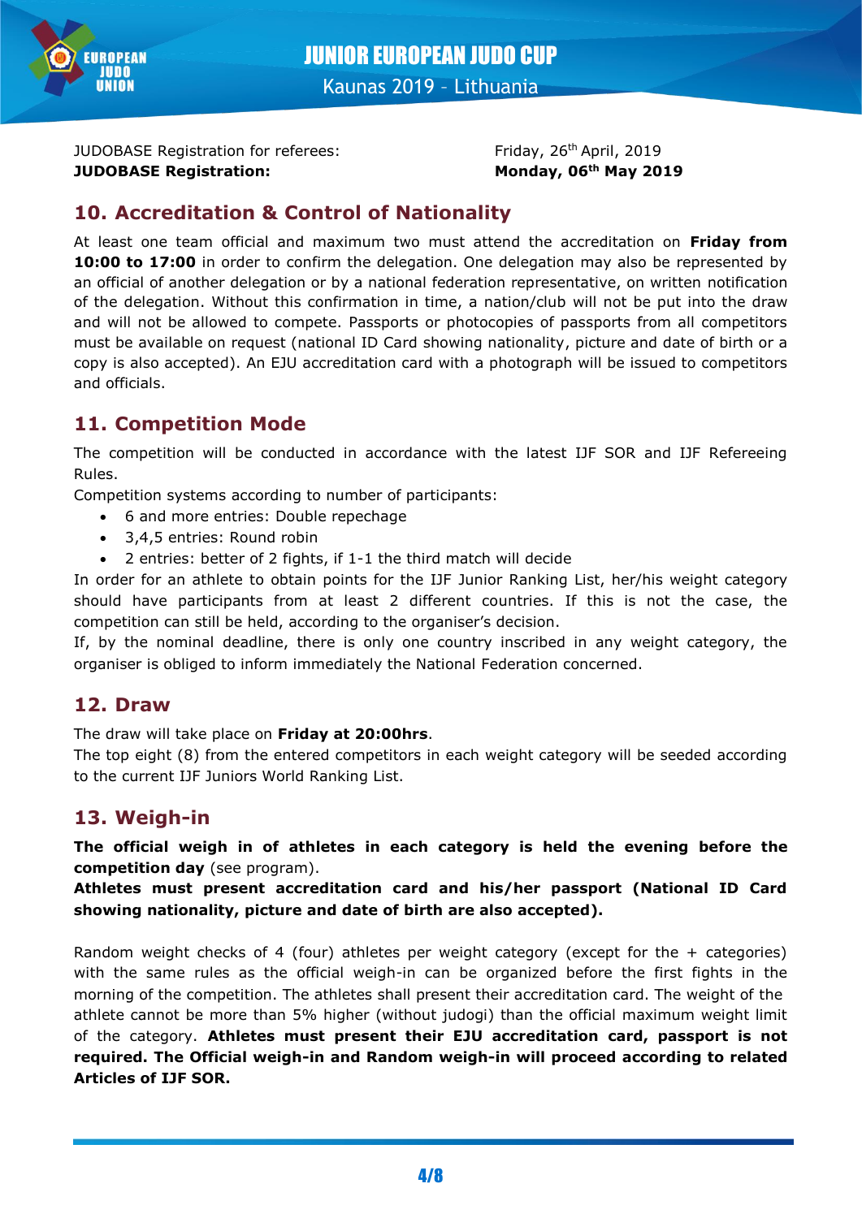| | |
|---|---|
| JUDOBASE Registration for referees: | Friday, 26th April, 2019 |
| **JUDOBASE Registration:** | **Monday, 06th May 2019** |

## 10. Accreditation & Control of Nationality

At least one team official and maximum two must attend the accreditation on **Friday from 10:00 to 17:00** in order to confirm the delegation. One delegation may also be represented by an official of another delegation or by a national federation representative, on written notification of the delegation. Without this confirmation in time, a nation/club will not be put into the draw and will not be allowed to compete. Passports or photocopies of passports from all competitors must be available on request (national ID Card showing nationality, picture and date of birth or a copy is also accepted). An EJU accreditation card with a photograph will be issued to competitors and officials.

## 11. Competition Mode

The competition will be conducted in accordance with the latest IJF SOR and IJF Refereeing Rules.

Competition systems according to number of participants:

- 6 and more entries: Double repechage
- 3,4,5 entries: Round robin
- 2 entries: better of 2 fights, if 1-1 the third match will decide

In order for an athlete to obtain points for the IJF Junior Ranking List, her/his weight category should have participants from at least 2 different countries. If this is not the case, the competition can still be held, according to the organiser's decision.

If, by the nominal deadline, there is only one country inscribed in any weight category, the organiser is obliged to inform immediately the National Federation concerned.

## 12. Draw

The draw will take place on **Friday at 20:00hrs**.

The top eight (8) from the entered competitors in each weight category will be seeded according to the current IJF Juniors World Ranking List.

## 13. Weigh-in

**The official weigh in of athletes in each category is held the evening before the competition day** (see program).

**Athletes must present accreditation card and his/her passport (National ID Card showing nationality, picture and date of birth are also accepted).**

Random weight checks of 4 (four) athletes per weight category (except for the + categories) with the same rules as the official weigh-in can be organized before the first fights in the morning of the competition. The athletes shall present their accreditation card. The weight of the athlete cannot be more than 5% higher (without judogi) than the official maximum weight limit of the category. **Athletes must present their EJU accreditation card, passport is not required. The Official weigh-in and Random weigh-in will proceed according to related Articles of IJF SOR.**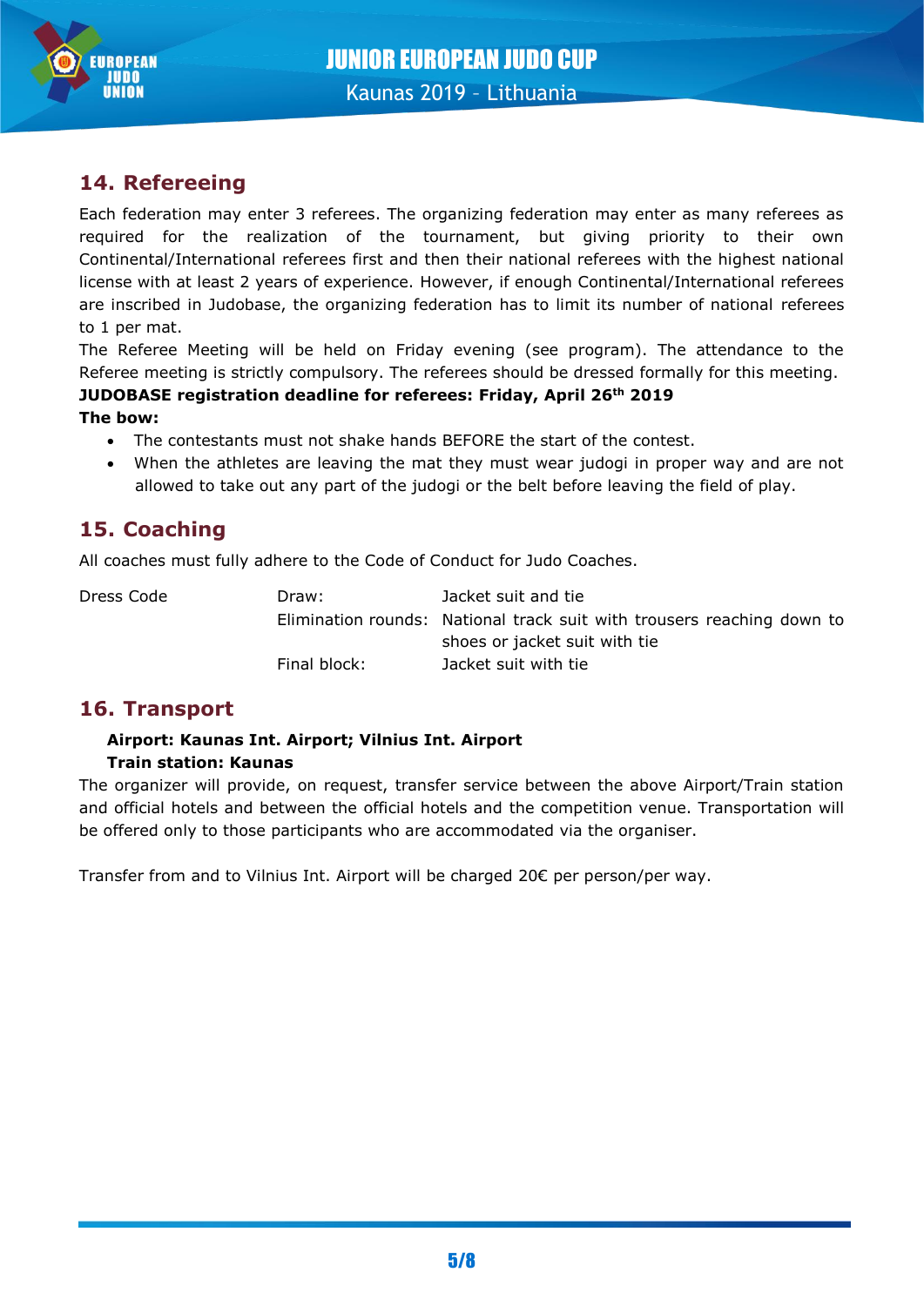## 14. Refereeing

Each federation may enter 3 referees. The organizing federation may enter as many referees as required for the realization of the tournament, but giving priority to their own Continental/International referees first and then their national referees with the highest national license with at least 2 years of experience. However, if enough Continental/International referees are inscribed in Judobase, the organizing federation has to limit its number of national referees to 1 per mat.

The Referee Meeting will be held on Friday evening (see program). The attendance to the Referee meeting is strictly compulsory. The referees should be dressed formally for this meeting.

**JUDOBASE registration deadline for referees: Friday, April 26th 2019**

**The bow:**

- The contestants must not shake hands BEFORE the start of the contest.
- When the athletes are leaving the mat they must wear judogi in proper way and are not allowed to take out any part of the judogi or the belt before leaving the field of play.

## 15. Coaching

All coaches must fully adhere to the Code of Conduct for Judo Coaches.

| | | |
|---|---|---|
| Dress Code | Draw: | Jacket suit and tie |
| | Elimination rounds: | National track suit with trousers reaching down to shoes or jacket suit with tie |
| | Final block: | Jacket suit with tie |

## 16. Transport

**Airport: Kaunas Int. Airport; Vilnius Int. Airport**
**Train station: Kaunas**

The organizer will provide, on request, transfer service between the above Airport/Train station and official hotels and between the official hotels and the competition venue. Transportation will be offered only to those participants who are accommodated via the organiser.

Transfer from and to Vilnius Int. Airport will be charged 20€ per person/per way.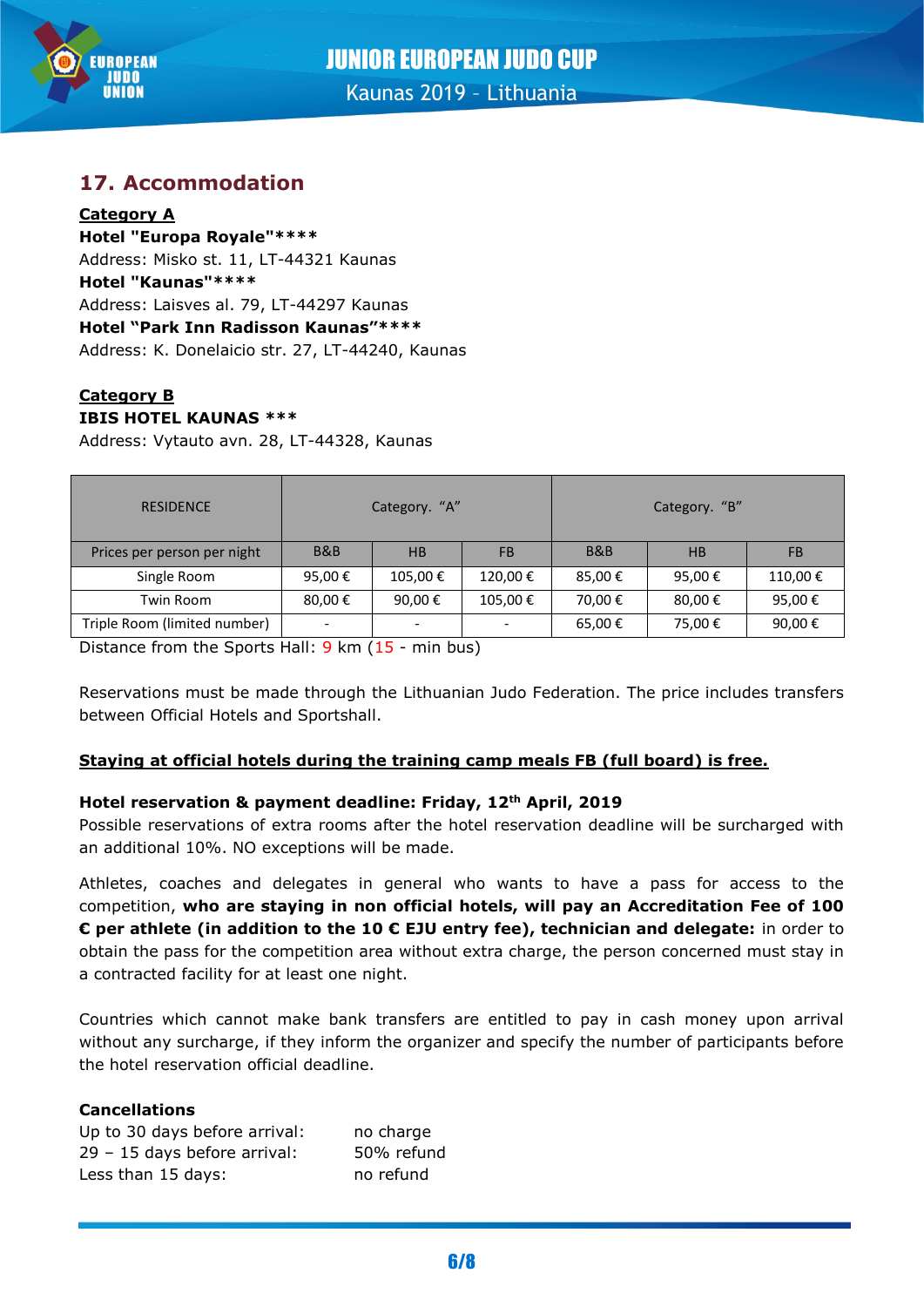## 17. Accommodation

**Category A**

**Hotel "Europa Royale"\*\*\*\***

Address: Misko st. 11, LT-44321 Kaunas

**Hotel "Kaunas"\*\*\*\***

Address: Laisves al. 79, LT-44297 Kaunas

**Hotel "Park Inn Radisson Kaunas"\*\*\*\***

Address: K. Donelaicio str. 27, LT-44240, Kaunas

**Category B**

**IBIS HOTEL KAUNAS \*\*\***

Address: Vytauto avn. 28, LT-44328, Kaunas

| RESIDENCE | Category. "A" | | | Category. "B" | | |
|---|---|---|---|---|---|---|
| Prices per person per night | B&B | HB | FB | B&B | HB | FB |
| Single Room | 95,00 € | 105,00 € | 120,00 € | 85,00 € | 95,00 € | 110,00 € |
| Twin Room | 80,00 € | 90,00 € | 105,00 € | 70,00 € | 80,00 € | 95,00 € |
| Triple Room (limited number) | - | - | - | 65,00 € | 75,00 € | 90,00 € |

Distance from the Sports Hall: 9 km (15 - min bus)

Reservations must be made through the Lithuanian Judo Federation. The price includes transfers between Official Hotels and Sportshall.

**Staying at official hotels during the training camp meals FB (full board) is free.**

**Hotel reservation & payment deadline: Friday, 12th April, 2019**

Possible reservations of extra rooms after the hotel reservation deadline will be surcharged with an additional 10%. NO exceptions will be made.

Athletes, coaches and delegates in general who wants to have a pass for access to the competition, **who are staying in non official hotels, will pay an Accreditation Fee of 100 € per athlete (in addition to the 10 € EJU entry fee), technician and delegate:** in order to obtain the pass for the competition area without extra charge, the person concerned must stay in a contracted facility for at least one night.

Countries which cannot make bank transfers are entitled to pay in cash money upon arrival without any surcharge, if they inform the organizer and specify the number of participants before the hotel reservation official deadline.

**Cancellations**

Up to 30 days before arrival: no charge
29 – 15 days before arrival: 50% refund
Less than 15 days: no refund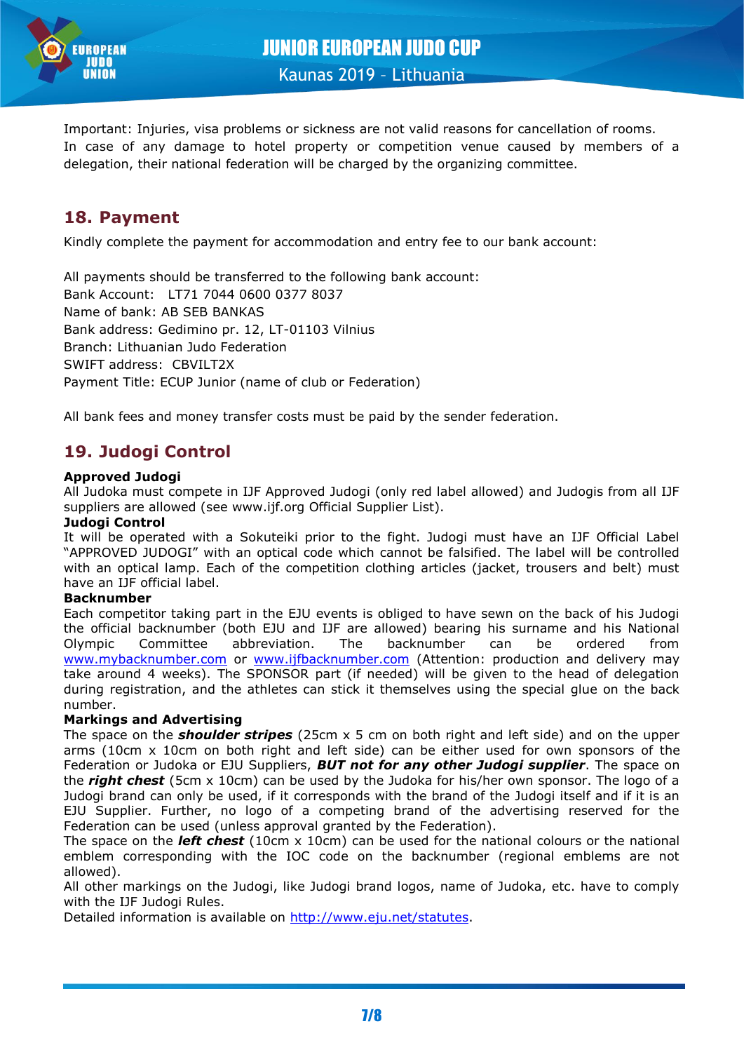Important: Injuries, visa problems or sickness are not valid reasons for cancellation of rooms.
In case of any damage to hotel property or competition venue caused by members of a delegation, their national federation will be charged by the organizing committee.

## 18. Payment

Kindly complete the payment for accommodation and entry fee to our bank account:

All payments should be transferred to the following bank account:
Bank Account: LT71 7044 0600 0377 8037
Name of bank: AB SEB BANKAS
Bank address: Gedimino pr. 12, LT-01103 Vilnius
Branch: Lithuanian Judo Federation
SWIFT address: CBVILT2X
Payment Title: ECUP Junior (name of club or Federation)

All bank fees and money transfer costs must be paid by the sender federation.

## 19. Judogi Control

**Approved Judogi**
All Judoka must compete in IJF Approved Judogi (only red label allowed) and Judogis from all IJF suppliers are allowed (see www.ijf.org Official Supplier List).

**Judogi Control**
It will be operated with a Sokuteiki prior to the fight. Judogi must have an IJF Official Label "APPROVED JUDOGI" with an optical code which cannot be falsified. The label will be controlled with an optical lamp. Each of the competition clothing articles (jacket, trousers and belt) must have an IJF official label.

**Backnumber**
Each competitor taking part in the EJU events is obliged to have sewn on the back of his Judogi the official backnumber (both EJU and IJF are allowed) bearing his surname and his National Olympic Committee abbreviation. The backnumber can be ordered from www.mybacknumber.com or www.ijfbacknumber.com (Attention: production and delivery may take around 4 weeks). The SPONSOR part (if needed) will be given to the head of delegation during registration, and the athletes can stick it themselves using the special glue on the back number.

**Markings and Advertising**
The space on the ***shoulder stripes*** (25cm x 5 cm on both right and left side) and on the upper arms (10cm x 10cm on both right and left side) can be either used for own sponsors of the Federation or Judoka or EJU Suppliers, ***BUT not for any other Judogi supplier***. The space on the ***right chest*** (5cm x 10cm) can be used by the Judoka for his/her own sponsor. The logo of a Judogi brand can only be used, if it corresponds with the brand of the Judogi itself and if it is an EJU Supplier. Further, no logo of a competing brand of the advertising reserved for the Federation can be used (unless approval granted by the Federation).
The space on the ***left chest*** (10cm x 10cm) can be used for the national colours or the national emblem corresponding with the IOC code on the backnumber (regional emblems are not allowed).
All other markings on the Judogi, like Judogi brand logos, name of Judoka, etc. have to comply with the IJF Judogi Rules.
Detailed information is available on http://www.eju.net/statutes.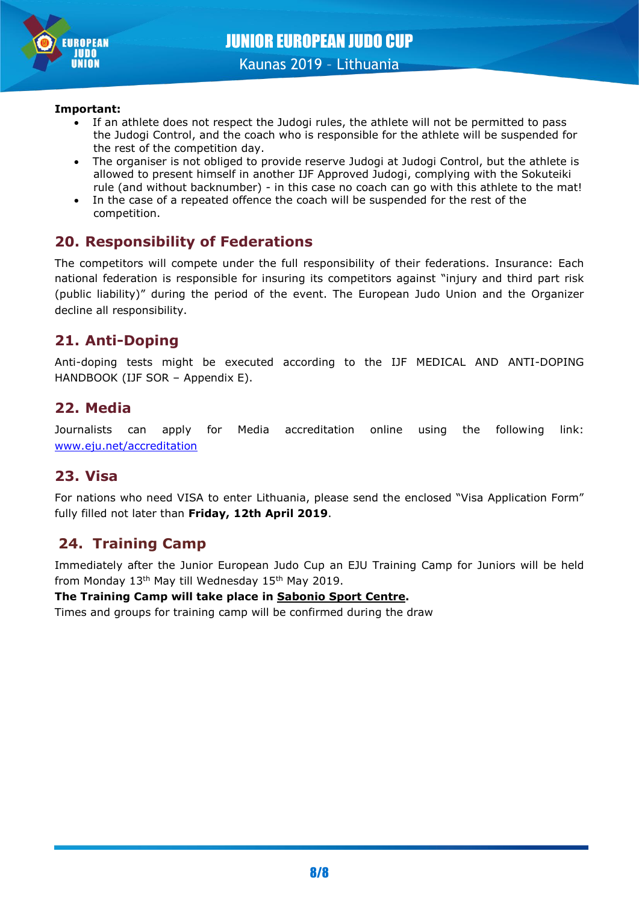**Important:**

- If an athlete does not respect the Judogi rules, the athlete will not be permitted to pass the Judogi Control, and the coach who is responsible for the athlete will be suspended for the rest of the competition day.
- The organiser is not obliged to provide reserve Judogi at Judogi Control, but the athlete is allowed to present himself in another IJF Approved Judogi, complying with the Sokuteiki rule (and without backnumber) - in this case no coach can go with this athlete to the mat!
- In the case of a repeated offence the coach will be suspended for the rest of the competition.

## 20. Responsibility of Federations

The competitors will compete under the full responsibility of their federations. Insurance: Each national federation is responsible for insuring its competitors against "injury and third part risk (public liability)" during the period of the event. The European Judo Union and the Organizer decline all responsibility.

## 21. Anti-Doping

Anti-doping tests might be executed according to the IJF MEDICAL AND ANTI-DOPING HANDBOOK (IJF SOR – Appendix E).

## 22. Media

Journalists can apply for Media accreditation online using the following link: [www.eju.net/accreditation](www.eju.net/accreditation)

## 23. Visa

For nations who need VISA to enter Lithuania, please send the enclosed "Visa Application Form" fully filled not later than **Friday, 12th April 2019**.

## 24. Training Camp

Immediately after the Junior European Judo Cup an EJU Training Camp for Juniors will be held from Monday 13th May till Wednesday 15th May 2019.

**The Training Camp will take place in Sabonio Sport Centre.**

Times and groups for training camp will be confirmed during the draw